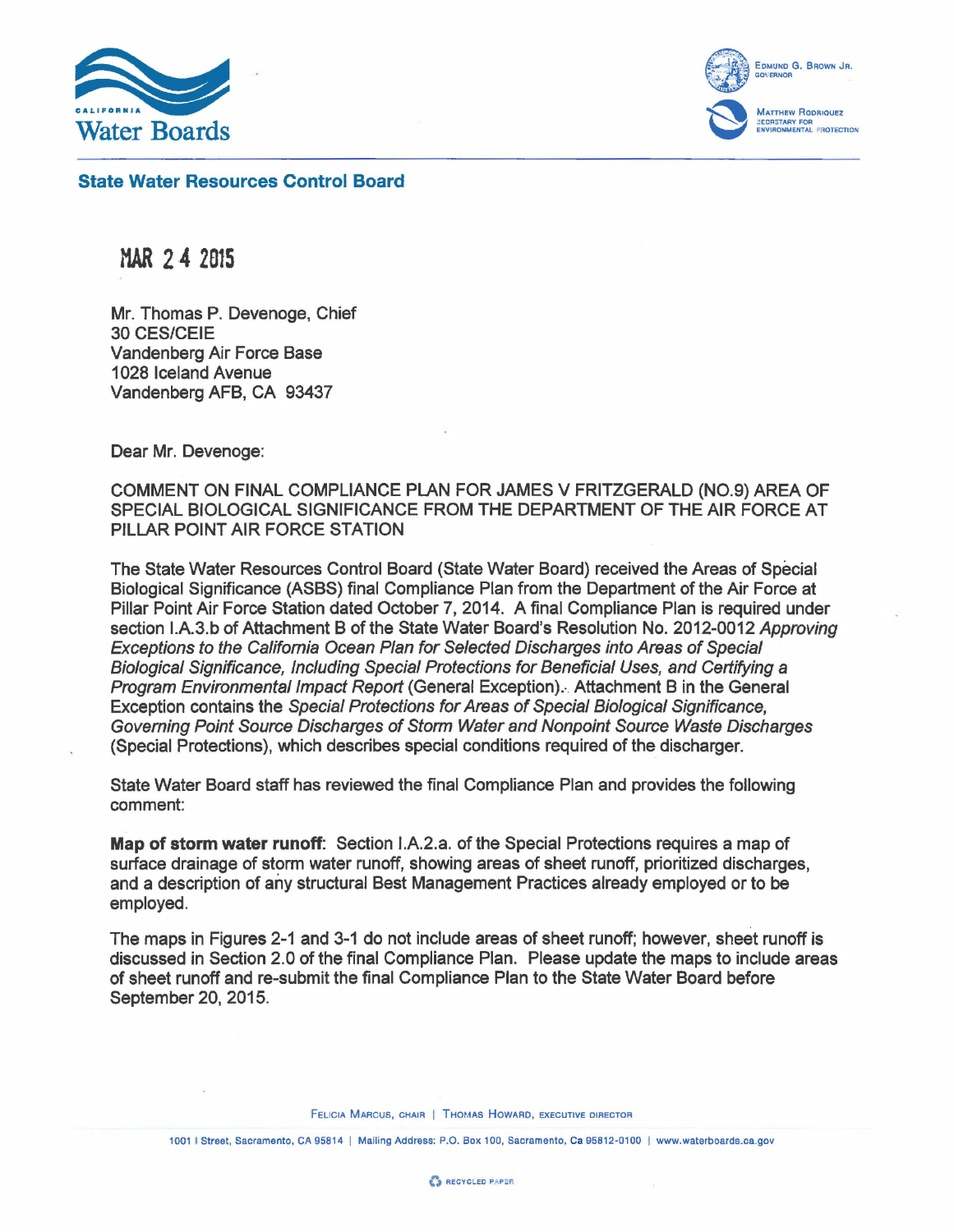California Water Boards

Edmund G. Brown Jr.
Governor

Matthew Rodriquez
Secretary for Environmental Protection

**State Water Resources Control Board**

MAR 2 4 2015

Mr. Thomas P. Devenoge, Chief
30 CES/CEIE
Vandenberg Air Force Base
1028 Iceland Avenue
Vandenberg AFB, CA 93437

Dear Mr. Devenoge:

COMMENT ON FINAL COMPLIANCE PLAN FOR JAMES V FRITZGERALD (NO.9) AREA OF SPECIAL BIOLOGICAL SIGNIFICANCE FROM THE DEPARTMENT OF THE AIR FORCE AT PILLAR POINT AIR FORCE STATION

The State Water Resources Control Board (State Water Board) received the Areas of Special Biological Significance (ASBS) final Compliance Plan from the Department of the Air Force at Pillar Point Air Force Station dated October 7, 2014. A final Compliance Plan is required under section I.A.3.b of Attachment B of the State Water Board's Resolution No. 2012-0012 *Approving Exceptions to the California Ocean Plan for Selected Discharges into Areas of Special Biological Significance, Including Special Protections for Beneficial Uses, and Certifying a Program Environmental Impact Report* (General Exception). Attachment B in the General Exception contains the *Special Protections for Areas of Special Biological Significance, Governing Point Source Discharges of Storm Water and Nonpoint Source Waste Discharges* (Special Protections), which describes special conditions required of the discharger.

State Water Board staff has reviewed the final Compliance Plan and provides the following comment:

**Map of storm water runoff**: Section I.A.2.a. of the Special Protections requires a map of surface drainage of storm water runoff, showing areas of sheet runoff, prioritized discharges, and a description of any structural Best Management Practices already employed or to be employed.

The maps in Figures 2-1 and 3-1 do not include areas of sheet runoff; however, sheet runoff is discussed in Section 2.0 of the final Compliance Plan. Please update the maps to include areas of sheet runoff and re-submit the final Compliance Plan to the State Water Board before September 20, 2015.

Felicia Marcus, chair | Thomas Howard, executive director

1001 I Street, Sacramento, CA 95814 | Mailing Address: P.O. Box 100, Sacramento, Ca 95812-0100 | www.waterboards.ca.gov

Recycled Paper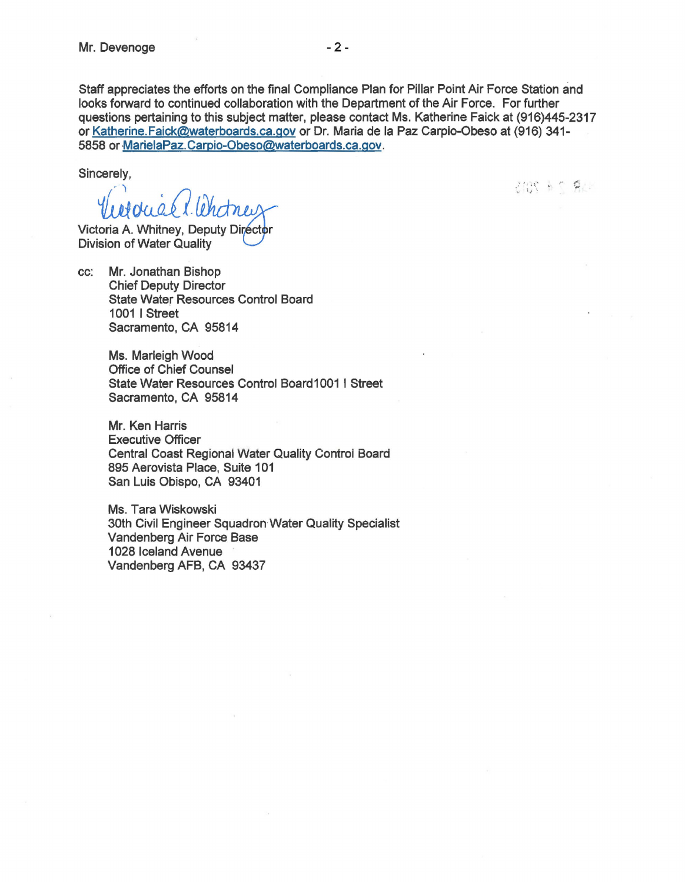Staff appreciates the efforts on the final Compliance Plan for Pillar Point Air Force Station and looks forward to continued collaboration with the Department of the Air Force. For further questions pertaining to this subject matter, please contact Ms. Katherine Faick at (916)445-2317 or Katherine.Faick@waterboards.ca.gov or Dr. Maria de la Paz Carpio-Obeso at (916) 341-5858 or MarielaPaz.Carpio-Obeso@waterboards.ca.gov.

Sincerely,

Victoria A. Whitney, Deputy Director
Division of Water Quality

cc: Mr. Jonathan Bishop
Chief Deputy Director
State Water Resources Control Board
1001 I Street
Sacramento, CA 95814

Ms. Marleigh Wood
Office of Chief Counsel
State Water Resources Control Board1001 I Street
Sacramento, CA 95814

Mr. Ken Harris
Executive Officer
Central Coast Regional Water Quality Control Board
895 Aerovista Place, Suite 101
San Luis Obispo, CA 93401

Ms. Tara Wiskowski
30th Civil Engineer Squadron Water Quality Specialist
Vandenberg Air Force Base
1028 Iceland Avenue
Vandenberg AFB, CA 93437